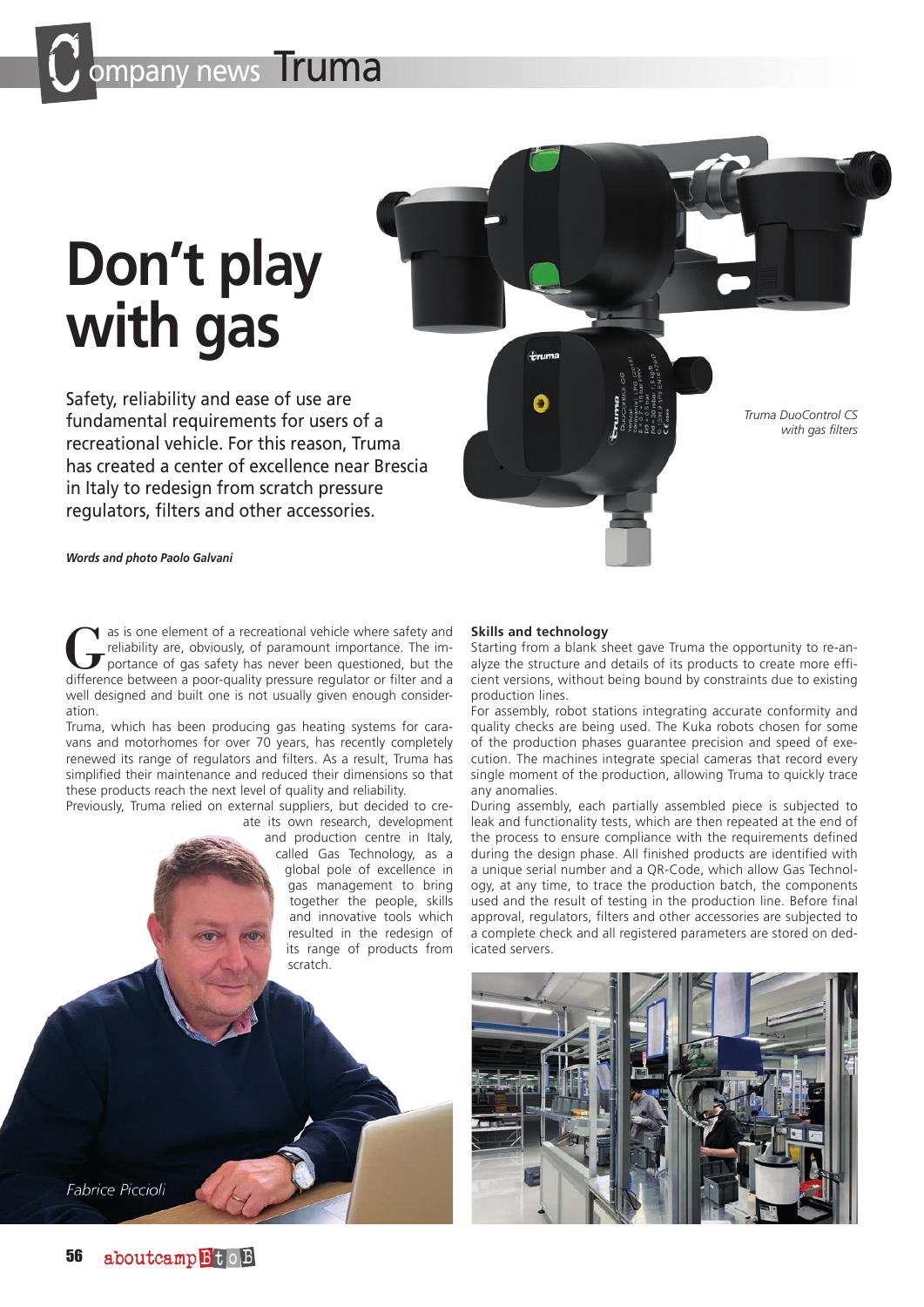# Don't play with gas

Safety, reliability and ease of use are fundamental requirements for users of a recreational vehicle. For this reason, Truma has created a center of excellence near Brescia in Italy to redesign from scratch pressure regulators, filters and other accessories.

*Words and photo Paolo Galvani*

Truma DuoControl CS with gas filters

Gas is one element of a recreational vehicle where safety and reliability are, obviously, of paramount importance. The importance of gas safety has never been questioned, but the difference between a poor-quality pressure regulator or filter and a well designed and built one is not usually given enough consideration.

Truma, which has been producing gas heating systems for caravans and motorhomes for over 70 years, has recently completely renewed its range of regulators and filters. As a result, Truma has simplified their maintenance and reduced their dimensions so that these products reach the next level of quality and reliability.

Previously, Truma relied on external suppliers, but decided to create its own research, development and production centre in Italy, called Gas Technology, as a global pole of excellence in gas management to bring together the people, skills and innovative tools which resulted in the redesign of its range of products from scratch.

Fabrice Piccioli

**Skills and technology**

Starting from a blank sheet gave Truma the opportunity to re-analyze the structure and details of its products to create more efficient versions, without being bound by constraints due to existing production lines.

For assembly, robot stations integrating accurate conformity and quality checks are being used. The Kuka robots chosen for some of the production phases guarantee precision and speed of execution. The machines integrate special cameras that record every single moment of the production, allowing Truma to quickly trace any anomalies.

During assembly, each partially assembled piece is subjected to leak and functionality tests, which are then repeated at the end of the process to ensure compliance with the requirements defined during the design phase. All finished products are identified with a unique serial number and a QR-Code, which allow Gas Technology, at any time, to trace the production batch, the components used and the result of testing in the production line. Before final approval, regulators, filters and other accessories are subjected to a complete check and all registered parameters are stored on dedicated servers.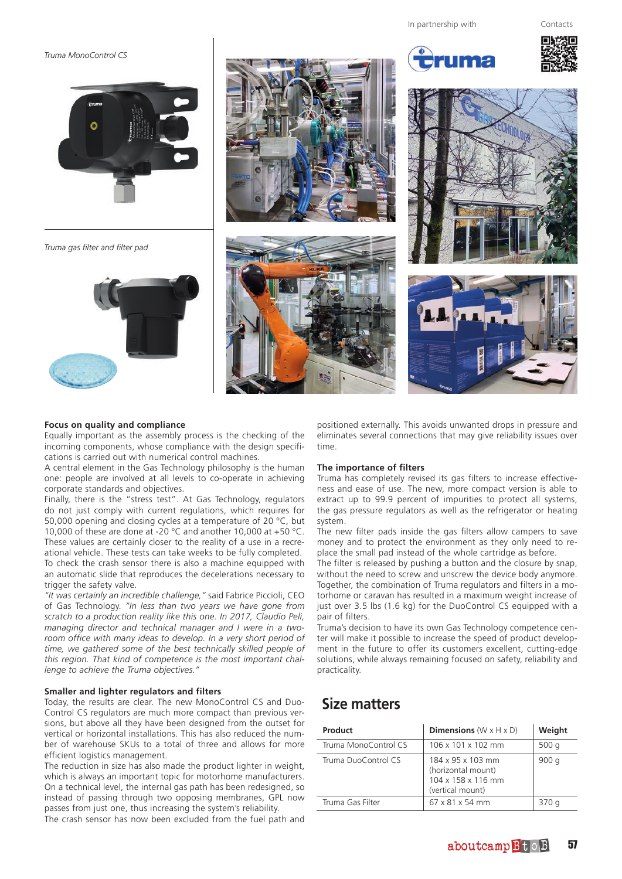Truma MonoControl CS

Truma gas filter and filter pad

In partnership with

Contacts

### Focus on quality and compliance

Equally important as the assembly process is the checking of the incoming components, whose compliance with the design specifications is carried out with numerical control machines.

A central element in the Gas Technology philosophy is the human one: people are involved at all levels to co-operate in achieving corporate standards and objectives.

Finally, there is the "stress test". At Gas Technology, regulators do not just comply with current regulations, which requires for 50,000 opening and closing cycles at a temperature of 20 °C, but 10,000 of these are done at -20 °C and another 10,000 at +50 °C. These values are certainly closer to the reality of a use in a recreational vehicle. These tests can take weeks to be fully completed. To check the crash sensor there is also a machine equipped with an automatic slide that reproduces the decelerations necessary to trigger the safety valve.

*"It was certainly an incredible challenge,"* said Fabrice Piccioli, CEO of Gas Technology. *"In less than two years we have gone from scratch to a production reality like this one. In 2017, Claudio Peli, managing director and technical manager and I were in a two-room office with many ideas to develop. In a very short period of time, we gathered some of the best technically skilled people of this region. That kind of competence is the most important challenge to achieve the Truma objectives."*

### Smaller and lighter regulators and filters

Today, the results are clear. The new MonoControl CS and DuoControl CS regulators are much more compact than previous versions, but above all they have been designed from the outset for vertical or horizontal installations. This has also reduced the number of warehouse SKUs to a total of three and allows for more efficient logistics management.

The reduction in size has also made the product lighter in weight, which is always an important topic for motorhome manufacturers. On a technical level, the internal gas path has been redesigned, so instead of passing through two opposing membranes, GPL now passes from just one, thus increasing the system's reliability.

The crash sensor has now been excluded from the fuel path and positioned externally. This avoids unwanted drops in pressure and eliminates several connections that may give reliability issues over time.

### The importance of filters

Truma has completely revised its gas filters to increase effectiveness and ease of use. The new, more compact version is able to extract up to 99.9 percent of impurities to protect all systems, the gas pressure regulators as well as the refrigerator or heating system.

The new filter pads inside the gas filters allow campers to save money and to protect the environment as they only need to replace the small pad instead of the whole cartridge as before.

The filter is released by pushing a button and the closure by snap, without the need to screw and unscrew the device body anymore. Together, the combination of Truma regulators and filters in a motorhome or caravan has resulted in a maximum weight increase of just over 3.5 lbs (1.6 kg) for the DuoControl CS equipped with a pair of filters.

Truma's decision to have its own Gas Technology competence center will make it possible to increase the speed of product development in the future to offer its customers excellent, cutting-edge solutions, while always remaining focused on safety, reliability and practicality.

## Size matters

| Product | **Dimensions** (W x H x D) | Weight |
|---|---|---|
| Truma MonoControl CS | 106 x 101 x 102 mm | 500 g |
| Truma DuoControl CS | 184 x 95 x 103 mm (horizontal mount) 104 x 158 x 116 mm (vertical mount) | 900 g |
| Truma Gas Filter | 67 x 81 x 54 mm | 370 g |